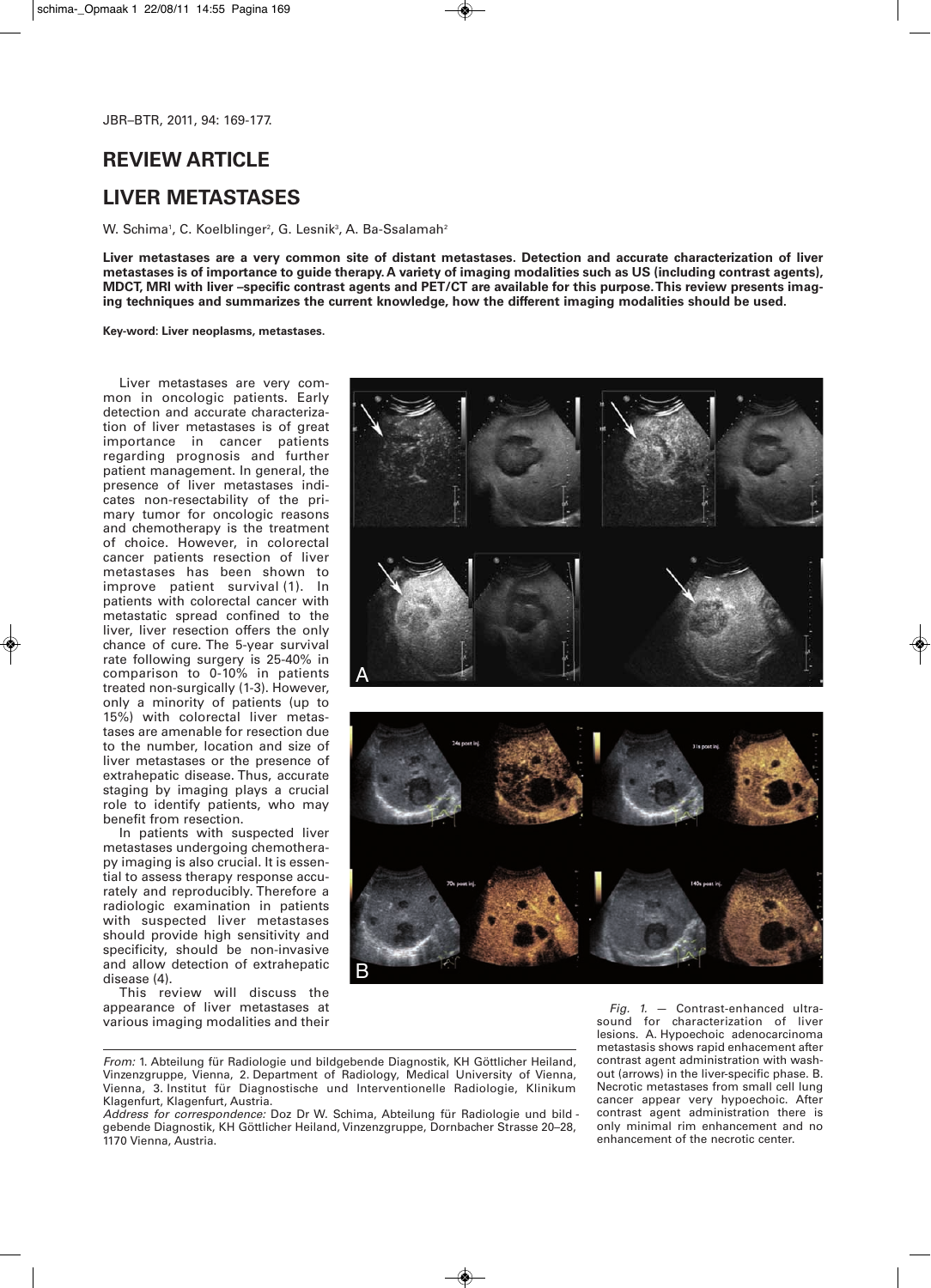# REVIEW ARTICLE

# LIVER METASTASES

W. Schima[1], C. Koelblinger[2], G. Lesnik[3], A. Ba-Ssalamah[2]

**Liver metastases are a very common site of distant metastases. Detection and accurate characterization of liver metastases is of importance to guide therapy. A variety of imaging modalities such as US (including contrast agents), MDCT, MRI with liver –specific contrast agents and PET/CT are available for this purpose. This review presents imaging techniques and summarizes the current knowledge, how the different imaging modalities should be used.**

**Key-word: Liver neoplasms, metastases.**

Liver metastases are very common in oncologic patients. Early detection and accurate characterization of liver metastases is of great importance in cancer patients regarding prognosis and further patient management. In general, the presence of liver metastases indicates non-resectability of the primary tumor for oncologic reasons and chemotherapy is the treatment of choice. However, in colorectal cancer patients resection of liver metastases has been shown to improve patient survival (1). In patients with colorectal cancer with metastatic spread confined to the liver, liver resection offers the only chance of cure. The 5-year survival rate following surgery is 25-40% in comparison to 0-10% in patients treated non-surgically (1-3). However, only a minority of patients (up to 15%) with colorectal liver metastases are amenable for resection due to the number, location and size of liver metastases or the presence of extrahepatic disease. Thus, accurate staging by imaging plays a crucial role to identify patients, who may benefit from resection.

In patients with suspected liver metastases undergoing chemotherapy imaging is also crucial. It is essential to assess therapy response accurately and reproducibly. Therefore a radiologic examination in patients with suspected liver metastases should provide high sensitivity and specificity, should be non-invasive and allow detection of extrahepatic disease (4).

This review will discuss the appearance of liver metastases at various imaging modalities and their

*Fig. 1.* — Contrast-enhanced ultrasound for characterization of liver lesions. A. Hypoechoic adenocarcinoma metastasis shows rapid enhancement after contrast agent administration with washout (arrows) in the liver-specific phase. B. Necrotic metastases from small cell lung cancer appear very hypoechoic. After contrast agent administration there is only minimal rim enhancement and no enhancement of the necrotic center.

*From:* 1. Abteilung für Radiologie und bildgebende Diagnostik, KH Göttlicher Heiland, Vinzenzgruppe, Vienna, 2. Department of Radiology, Medical University of Vienna, Vienna, 3. Institut für Diagnostische und Interventionelle Radiologie, Klinikum Klagenfurt, Klagenfurt, Austria.
*Address for correspondence:* Doz Dr W. Schima, Abteilung für Radiologie und bildgebende Diagnostik, KH Göttlicher Heiland, Vinzenzgruppe, Dornbacher Strasse 20–28, 1170 Vienna, Austria.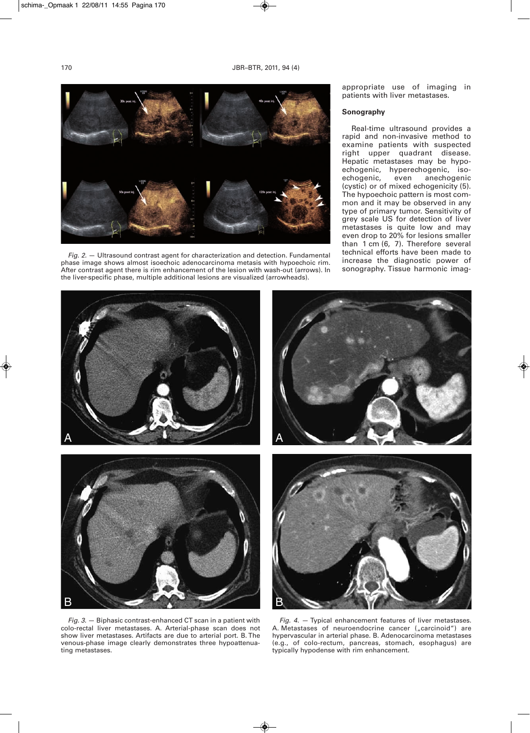*Fig. 2.* — Ultrasound contrast agent for characterization and detection. Fundamental phase image shows almost isoechoic adenocarcinoma metasis with hypoechoic rim. After contrast agent there is rim enhancement of the lesion with wash-out (arrows). In the liver-specific phase, multiple additional lesions are visualized (arrowheads).

appropriate use of imaging in patients with liver metastases.

## Sonography

Real-time ultrasound provides a rapid and non-invasive method to examine patients with suspected right upper quadrant disease. Hepatic metastases may be hypoechogenic, hyperechogenic, isoechogenic, even anechogenic (cystic) or of mixed echogenicity (5). The hypoechoic pattern is most common and it may be observed in any type of primary tumor. Sensitivity of grey scale US for detection of liver metastases is quite low and may even drop to 20% for lesions smaller than 1 cm (6, 7). Therefore several technical efforts have been made to increase the diagnostic power of sonography. Tissue harmonic imag-

*Fig. 3.* — Biphasic contrast-enhanced CT scan in a patient with colo-rectal liver metastases. A. Arterial-phase scan does not show liver metastases. Artifacts are due to arterial port. B. The venous-phase image clearly demonstrates three hypoattenuating metastases.

*Fig. 4.* — Typical enhancement features of liver metastases. A. Metastases of neuroendocrine cancer („carcinoid") are hypervascular in arterial phase. B. Adenocarcinoma metastases (e.g., of colo-rectum, pancreas, stomach, esophagus) are typically hypodense with rim enhancement.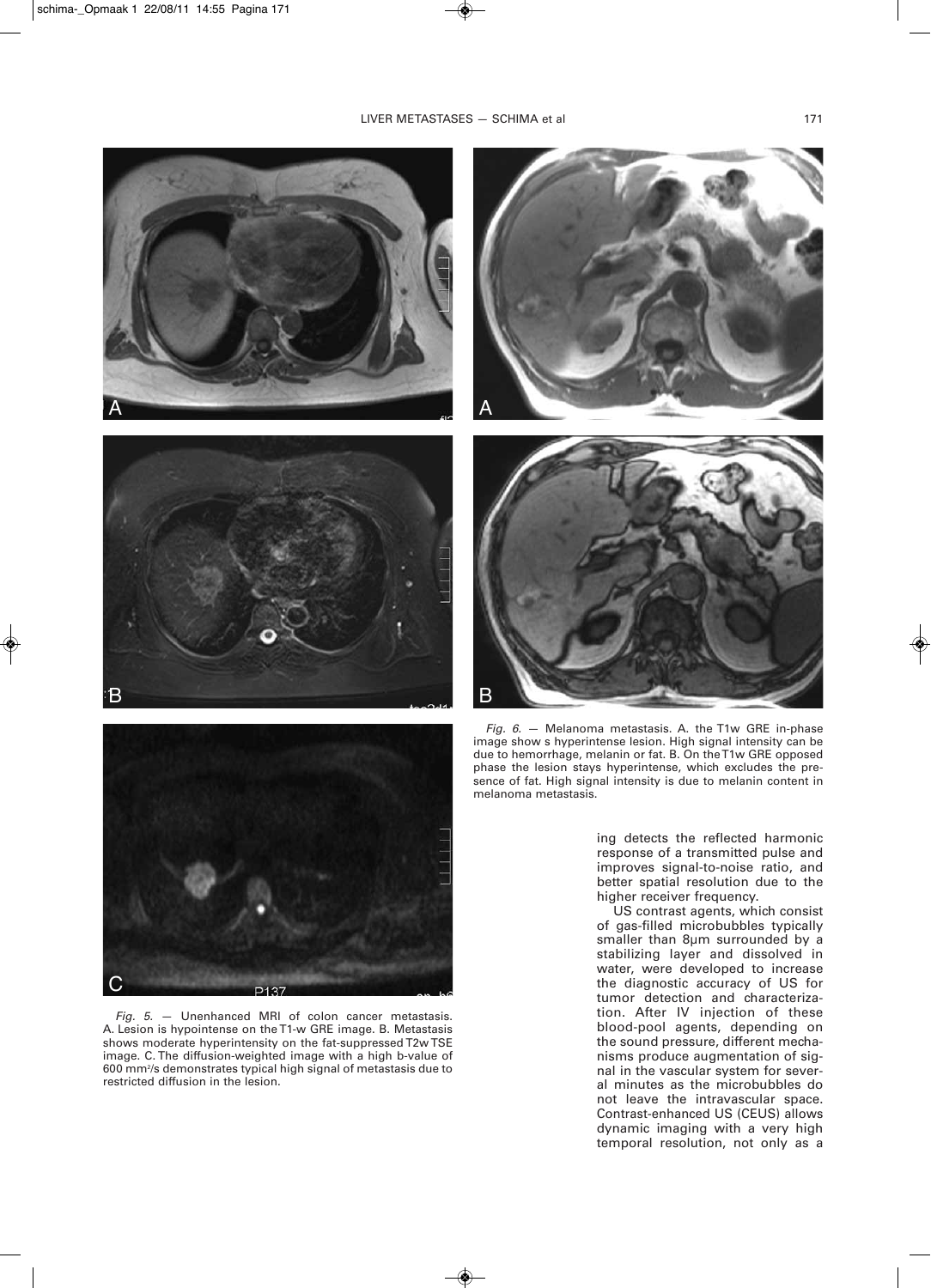*Fig. 5.* — Unenhanced MRI of colon cancer metastasis. A. Lesion is hypointense on the T1-w GRE image. B. Metastasis shows moderate hyperintensity on the fat-suppressed T2w TSE image. C. The diffusion-weighted image with a high b-value of 600 mm²/s demonstrates typical high signal of metastasis due to restricted diffusion in the lesion.

*Fig. 6.* — Melanoma metastasis. A. the T1w GRE in-phase image show s hyperintense lesion. High signal intensity can be due to hemorrhage, melanin or fat. B. On the T1w GRE opposed phase the lesion stays hyperintense, which excludes the presence of fat. High signal intensity is due to melanin content in melanoma metastasis.

ing detects the reflected harmonic response of a transmitted pulse and improves signal-to-noise ratio, and better spatial resolution due to the higher receiver frequency.

US contrast agents, which consist of gas-filled microbubbles typically smaller than 8µm surrounded by a stabilizing layer and dissolved in water, were developed to increase the diagnostic accuracy of US for tumor detection and characterization. After IV injection of these blood-pool agents, depending on the sound pressure, different mechanisms produce augmentation of signal in the vascular system for several minutes as the microbubbles do not leave the intravascular space. Contrast-enhanced US (CEUS) allows dynamic imaging with a very high temporal resolution, not only as a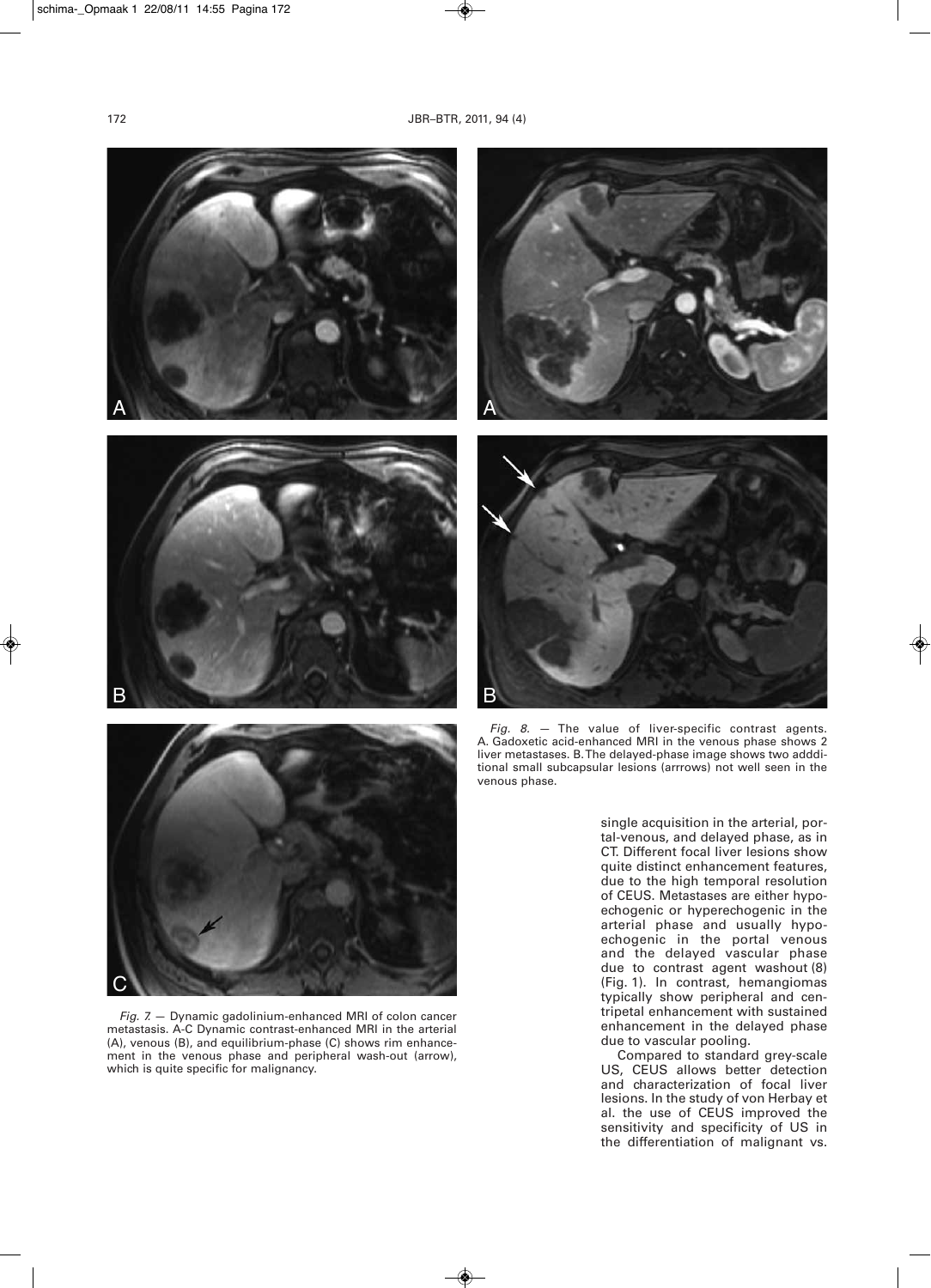*Fig. 7.* — Dynamic gadolinium-enhanced MRI of colon cancer metastasis. A-C Dynamic contrast-enhanced MRI in the arterial (A), venous (B), and equilibrium-phase (C) shows rim enhancement in the venous phase and peripheral wash-out (arrow), which is quite specific for malignancy.

*Fig. 8.* — The value of liver-specific contrast agents. A. Gadoxetic acid-enhanced MRI in the venous phase shows 2 liver metastases. B. The delayed-phase image shows two adddi-tional small subcapsular lesions (arrrows) not well seen in the venous phase.

single acquisition in the arterial, portal-venous, and delayed phase, as in CT. Different focal liver lesions show quite distinct enhancement features, due to the high temporal resolution of CEUS. Metastases are either hypoechogenic or hyperechogenic in the arterial phase and usually hypoechogenic in the portal venous and the delayed vascular phase due to contrast agent washout (8) (Fig. 1). In contrast, hemangiomas typically show peripheral and centripetal enhancement with sustained enhancement in the delayed phase due to vascular pooling.

Compared to standard grey-scale US, CEUS allows better detection and characterization of focal liver lesions. In the study of von Herbay et al. the use of CEUS improved the sensitivity and specificity of US in the differentiation of malignant vs.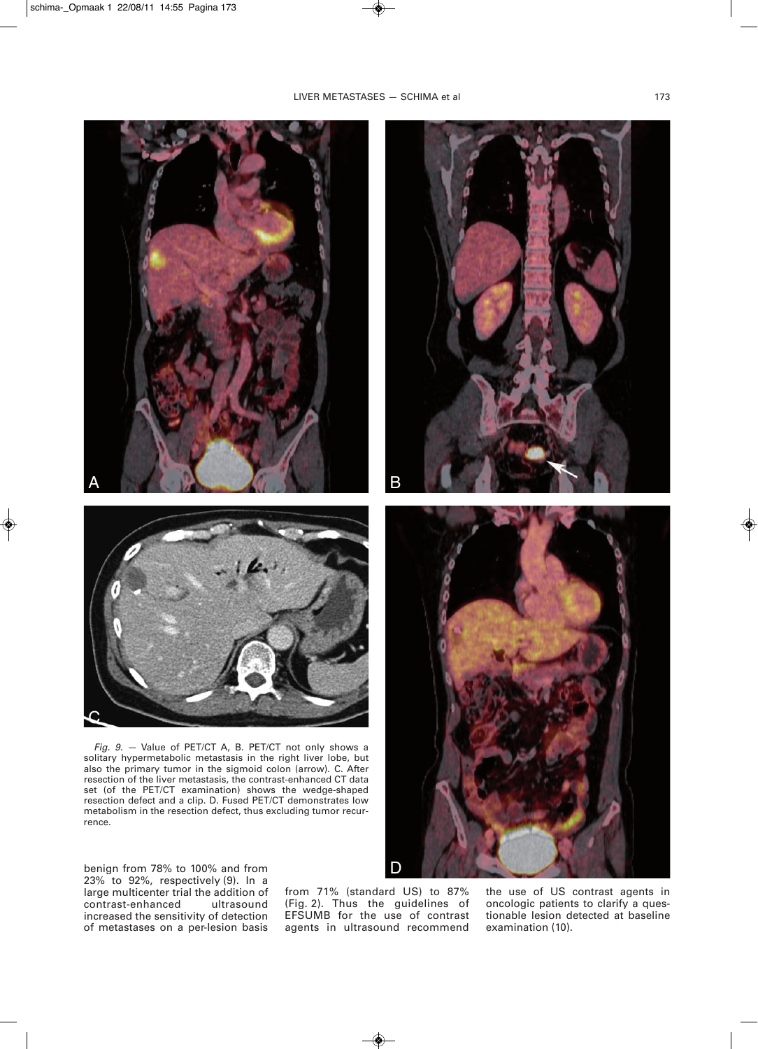*Fig. 9.* — Value of PET/CT A, B. PET/CT not only shows a solitary hypermetabolic metastasis in the right liver lobe, but also the primary tumor in the sigmoid colon (arrow). C. After resection of the liver metastasis, the contrast-enhanced CT data set (of the PET/CT examination) shows the wedge-shaped resection defect and a clip. D. Fused PET/CT demonstrates low metabolism in the resection defect, thus excluding tumor recurrence.

benign from 78% to 100% and from 23% to 92%, respectively (9). In a large multicenter trial the addition of contrast-enhanced ultrasound increased the sensitivity of detection of metastases on a per-lesion basis from 71% (standard US) to 87% (Fig. 2). Thus the guidelines of EFSUMB for the use of contrast agents in ultrasound recommend the use of US contrast agents in oncologic patients to clarify a questionable lesion detected at baseline examination (10).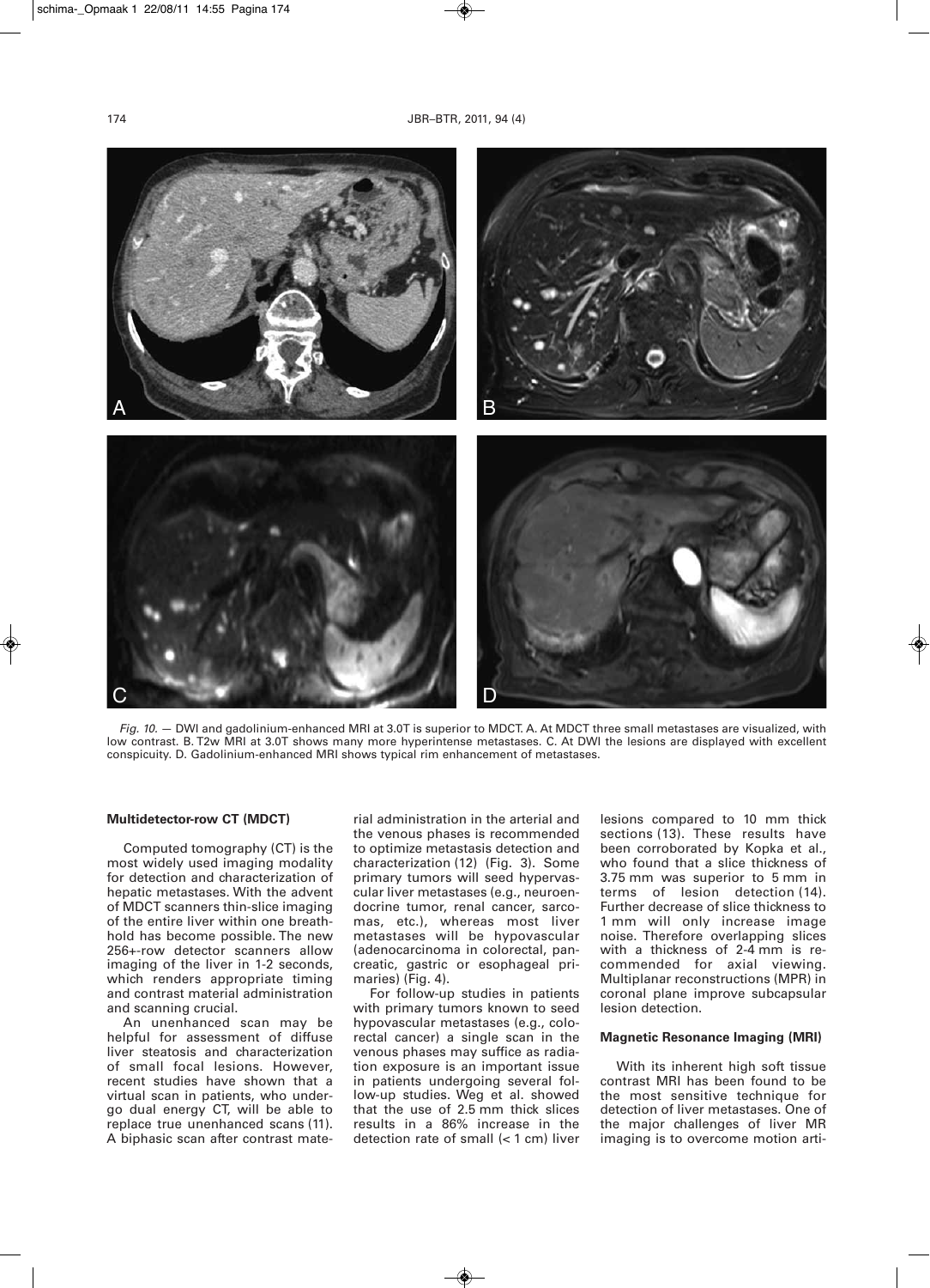*Fig. 10.* — DWI and gadolinium-enhanced MRI at 3.0T is superior to MDCT. A. At MDCT three small metastases are visualized, with low contrast. B. T2w MRI at 3.0T shows many more hyperintense metastases. C. At DWI the lesions are displayed with excellent conspicuity. D. Gadolinium-enhanced MRI shows typical rim enhancement of metastases.

**Multidetector-row CT (MDCT)**

Computed tomography (CT) is the most widely used imaging modality for detection and characterization of hepatic metastases. With the advent of MDCT scanners thin-slice imaging of the entire liver within one breath-hold has become possible. The new 256+-row detector scanners allow imaging of the liver in 1-2 seconds, which renders appropriate timing and contrast material administration and scanning crucial.

An unenhanced scan may be helpful for assessment of diffuse liver steatosis and characterization of small focal lesions. However, recent studies have shown that a virtual scan in patients, who undergo dual energy CT, will be able to replace true unenhanced scans (11). A biphasic scan after contrast material administration in the arterial and the venous phases is recommended to optimize metastasis detection and characterization (12) (Fig. 3). Some primary tumors will seed hypervascular liver metastases (e.g., neuroendocrine tumor, renal cancer, sarcomas, etc.), whereas most liver metastases will be hypovascular (adenocarcinoma in colorectal, pancreatic, gastric or esophageal primaries) (Fig. 4).

For follow-up studies in patients with primary tumors known to seed hypovascular metastases (e.g., colorectal cancer) a single scan in the venous phases may suffice as radiation exposure is an important issue in patients undergoing several follow-up studies. Weg et al. showed that the use of 2.5 mm thick slices results in a 86% increase in the detection rate of small (< 1 cm) liver lesions compared to 10 mm thick sections (13). These results have been corroborated by Kopka et al., who found that a slice thickness of 3.75 mm was superior to 5 mm in terms of lesion detection (14). Further decrease of slice thickness to 1 mm will only increase image noise. Therefore overlapping slices with a thickness of 2-4 mm is recommended for axial viewing. Multiplanar reconstructions (MPR) in coronal plane improve subcapsular lesion detection.

**Magnetic Resonance Imaging (MRI)**

With its inherent high soft tissue contrast MRI has been found to be the most sensitive technique for detection of liver metastases. One of the major challenges of liver MR imaging is to overcome motion arti-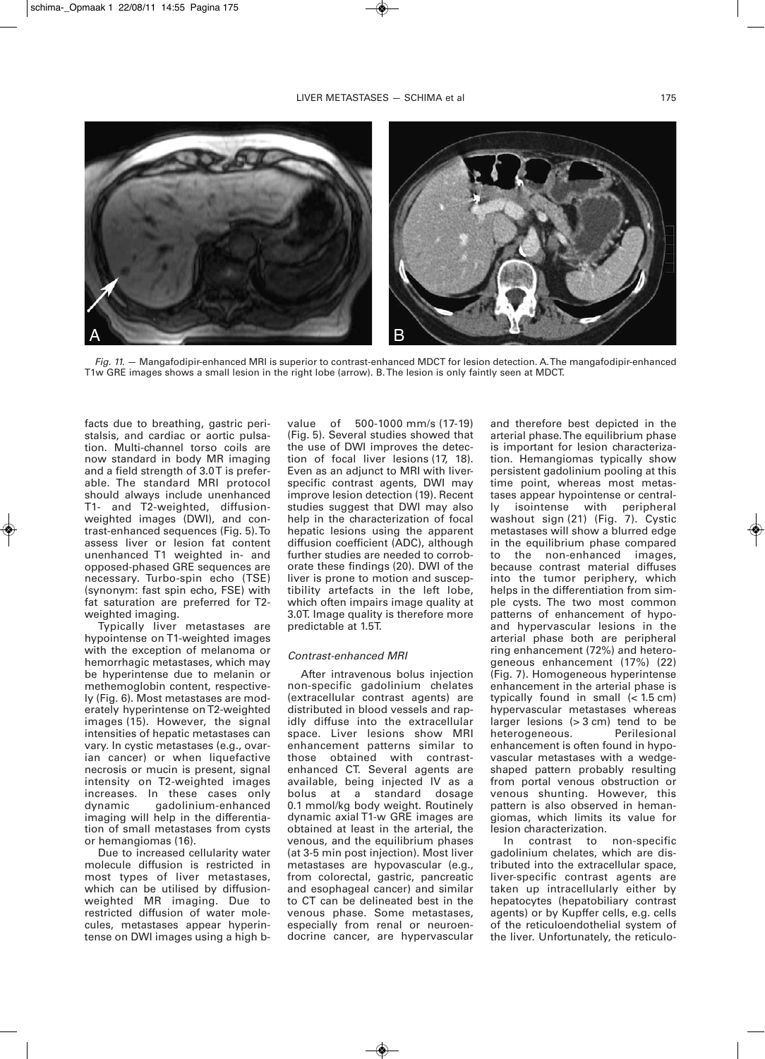*Fig. 11.* — Mangafodipir-enhanced MRI is superior to contrast-enhanced MDCT for lesion detection. A. The mangafodipir-enhanced T1w GRE images shows a small lesion in the right lobe (arrow). B. The lesion is only faintly seen at MDCT.

facts due to breathing, gastric peristalsis, and cardiac or aortic pulsation. Multi-channel torso coils are now standard in body MR imaging and a field strength of 3.0T is preferable. The standard MRI protocol should always include unenhanced T1- and T2-weighted, diffusion-weighted images (DWI), and contrast-enhanced sequences (Fig. 5). To assess liver or lesion fat content unenhanced T1 weighted in- and opposed-phased GRE sequences are necessary. Turbo-spin echo (TSE) (synonym: fast spin echo, FSE) with fat saturation are preferred for T2-weighted imaging.

Typically liver metastases are hypointense on T1-weighted images with the exception of melanoma or hemorrhagic metastases, which may be hyperintense due to melanin or methemoglobin content, respectively (Fig. 6). Most metastases are moderately hyperintense on T2-weighted images (15). However, the signal intensities of hepatic metastases can vary. In cystic metastases (e.g., ovarian cancer) or when liquefactive necrosis or mucin is present, signal intensity on T2-weighted images increases. In these cases only dynamic gadolinium-enhanced imaging will help in the differentiation of small metastases from cysts or hemangiomas (16).

Due to increased cellularity water molecule diffusion is restricted in most types of liver metastases, which can be utilised by diffusion-weighted MR imaging. Due to restricted diffusion of water molecules, metastases appear hyperintense on DWI images using a high b-value of 500-1000 mm/s (17-19) (Fig. 5). Several studies showed that the use of DWI improves the detection of focal liver lesions (17, 18). Even as an adjunct to MRI with liver-specific contrast agents, DWI may improve lesion detection (19). Recent studies suggest that DWI may also help in the characterization of focal hepatic lesions using the apparent diffusion coefficient (ADC), although further studies are needed to corroborate these findings (20). DWI of the liver is prone to motion and susceptibility artefacts in the left lobe, which often impairs image quality at 3.0T. Image quality is therefore more predictable at 1.5T.

### *Contrast-enhanced MRI*

After intravenous bolus injection non-specific gadolinium chelates (extracellular contrast agents) are distributed in blood vessels and rapidly diffuse into the extracellular space. Liver lesions show MRI enhancement patterns similar to those obtained with contrast-enhanced CT. Several agents are available, being injected IV as a bolus at a standard dosage 0.1 mmol/kg body weight. Routinely dynamic axial T1-w GRE images are obtained at least in the arterial, the venous, and the equilibrium phases (at 3-5 min post injection). Most liver metastases are hypovascular (e.g., from colorectal, gastric, pancreatic and esophageal cancer) and similar to CT can be delineated best in the venous phase. Some metastases, especially from renal or neuroendocrine cancer, are hypervascular and therefore best depicted in the arterial phase. The equilibrium phase is important for lesion characterization. Hemangiomas typically show persistent gadolinium pooling at this time point, whereas most metastases appear hypointense or centrally isointense with peripheral washout sign (21) (Fig. 7). Cystic metastases will show a blurred edge in the equilibrium phase compared to the non-enhanced images, because contrast material diffuses into the tumor periphery, which helps in the differentiation from simple cysts. The two most common patterns of enhancement of hypo- and hypervascular lesions in the arterial phase both are peripheral ring enhancement (72%) and heterogeneous enhancement (17%) (22) (Fig. 7). Homogeneous hyperintense enhancement in the arterial phase is typically found in small (< 1.5 cm) hypervascular metastases whereas larger lesions (> 3 cm) tend to be heterogeneous. Perilesional enhancement is often found in hypovascular metastases with a wedge-shaped pattern probably resulting from portal venous obstruction or venous shunting. However, this pattern is also observed in hemangiomas, which limits its value for lesion characterization.

In contrast to non-specific gadolinium chelates, which are distributed into the extracellular space, liver-specific contrast agents are taken up intracellularly either by hepatocytes (hepatobiliary contrast agents) or by Kupffer cells, e.g. cells of the reticuloendothelial system of the liver. Unfortunately, the reticulo-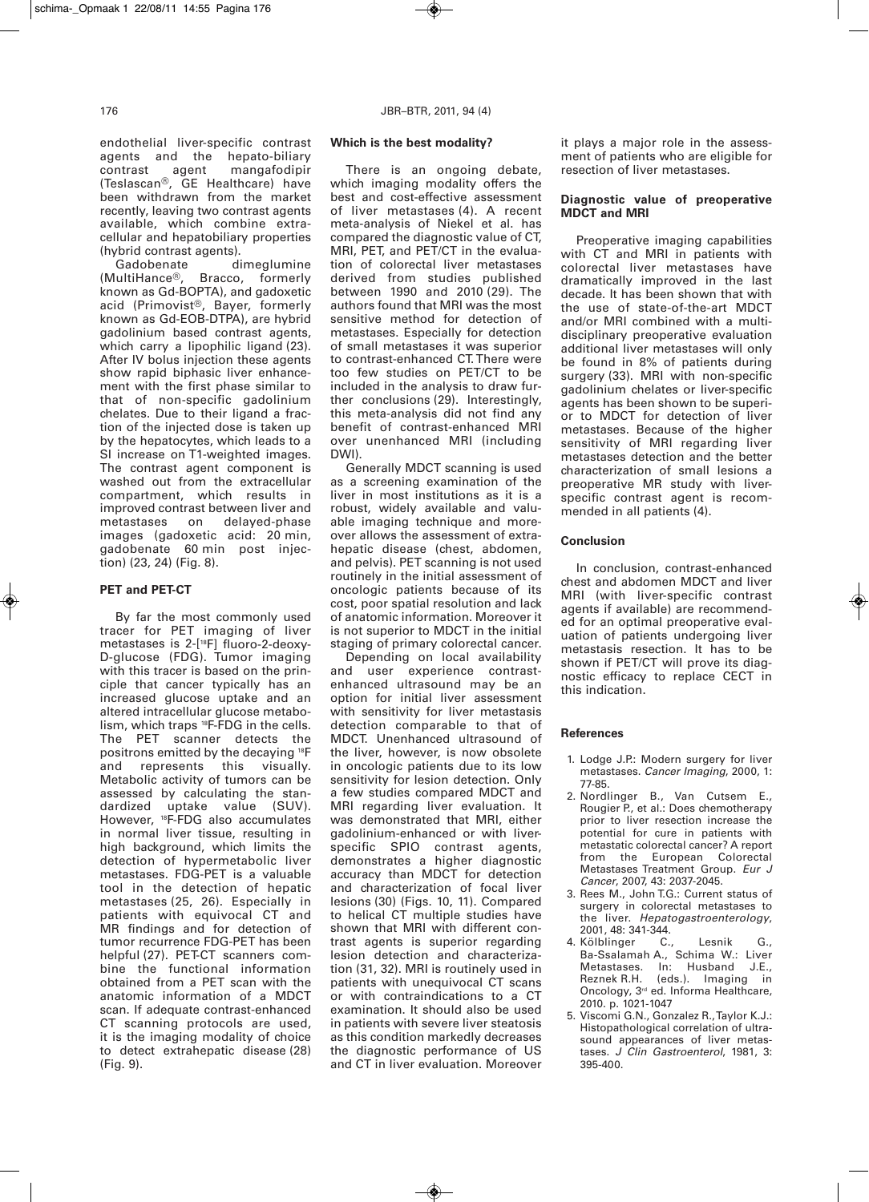endothelial liver-specific contrast agents and the hepato-biliary contrast agent mangafodipir (Teslascan®, GE Healthcare) have been withdrawn from the market recently, leaving two contrast agents available, which combine extracellular and hepatobiliary properties (hybrid contrast agents).

Gadobenate dimeglumine (MultiHance®, Bracco, formerly known as Gd-BOPTA), and gadoxetic acid (Primovist®, Bayer, formerly known as Gd-EOB-DTPA), are hybrid gadolinium based contrast agents, which carry a lipophilic ligand (23). After IV bolus injection these agents show rapid biphasic liver enhancement with the first phase similar to that of non-specific gadolinium chelates. Due to their ligand a fraction of the injected dose is taken up by the hepatocytes, which leads to a SI increase on T1-weighted images. The contrast agent component is washed out from the extracellular compartment, which results in improved contrast between liver and metastases on delayed-phase images (gadoxetic acid: 20 min, gadobenate 60 min post injection) (23, 24) (Fig. 8).

### PET and PET-CT

By far the most commonly used tracer for PET imaging of liver metastases is 2-[$^{18}$F] fluoro-2-deoxy-D-glucose (FDG). Tumor imaging with this tracer is based on the principle that cancer typically has an increased glucose uptake and an altered intracellular glucose metabolism, which traps $^{18}$F-FDG in the cells. The PET scanner detects the positrons emitted by the decaying $^{18}$F and represents this visually. Metabolic activity of tumors can be assessed by calculating the standardized uptake value (SUV). However, $^{18}$F-FDG also accumulates in normal liver tissue, resulting in high background, which limits the detection of hypermetabolic liver metastases. FDG-PET is a valuable tool in the detection of hepatic metastases (25, 26). Especially in patients with equivocal CT and MR findings and for detection of tumor recurrence FDG-PET has been helpful (27). PET-CT scanners combine the functional information obtained from a PET scan with the anatomic information of a MDCT scan. If adequate contrast-enhanced CT scanning protocols are used, it is the imaging modality of choice to detect extrahepatic disease (28) (Fig. 9).

### Which is the best modality?

There is an ongoing debate, which imaging modality offers the best and cost-effective assessment of liver metastases (4). A recent meta-analysis of Niekel et al. has compared the diagnostic value of CT, MRI, PET, and PET/CT in the evaluation of colorectal liver metastases derived from studies published between 1990 and 2010 (29). The authors found that MRI was the most sensitive method for detection of metastases. Especially for detection of small metastases it was superior to contrast-enhanced CT. There were too few studies on PET/CT to be included in the analysis to draw further conclusions (29). Interestingly, this meta-analysis did not find any benefit of contrast-enhanced MRI over unenhanced MRI (including DWI).

Generally MDCT scanning is used as a screening examination of the liver in most institutions as it is a robust, widely available and valuable imaging technique and moreover allows the assessment of extrahepatic disease (chest, abdomen, and pelvis). PET scanning is not used routinely in the initial assessment of oncologic patients because of its cost, poor spatial resolution and lack of anatomic information. Moreover it is not superior to MDCT in the initial staging of primary colorectal cancer.

Depending on local availability and user experience contrast-enhanced ultrasound may be an option for initial liver assessment with sensitivity for liver metastasis detection comparable to that of MDCT. Unenhanced ultrasound of the liver, however, is now obsolete in oncologic patients due to its low sensitivity for lesion detection. Only a few studies compared MDCT and MRI regarding liver evaluation. It was demonstrated that MRI, either gadolinium-enhanced or with liver-specific SPIO contrast agents, demonstrates a higher diagnostic accuracy than MDCT for detection and characterization of focal liver lesions (30) (Figs. 10, 11). Compared to helical CT multiple studies have shown that MRI with different contrast agents is superior regarding lesion detection and characterization (31, 32). MRI is routinely used in patients with unequivocal CT scans or with contraindications to a CT examination. It should also be used in patients with severe liver steatosis as this condition markedly decreases the diagnostic performance of US and CT in liver evaluation. Moreover it plays a major role in the assessment of patients who are eligible for resection of liver metastases.

### Diagnostic value of preoperative MDCT and MRI

Preoperative imaging capabilities with CT and MRI in patients with colorectal liver metastases have dramatically improved in the last decade. It has been shown that with the use of state-of-the-art MDCT and/or MRI combined with a multidisciplinary preoperative evaluation additional liver metastases will only be found in 8% of patients during surgery (33). MRI with non-specific gadolinium chelates or liver-specific agents has been shown to be superior to MDCT for detection of liver metastases. Because of the higher sensitivity of MRI regarding liver metastases detection and the better characterization of small lesions a preoperative MR study with liver-specific contrast agent is recommended in all patients (4).

### Conclusion

In conclusion, contrast-enhanced chest and abdomen MDCT and liver MRI (with liver-specific contrast agents if available) are recommended for an optimal preoperative evaluation of patients undergoing liver metastasis resection. It has to be shown if PET/CT will prove its diagnostic efficacy to replace CECT in this indication.

### References

1. Lodge J.P.: Modern surgery for liver metastases. *Cancer Imaging*, 2000, 1: 77-85.
2. Nordlinger B., Van Cutsem E., Rougier P., et al.: Does chemotherapy prior to liver resection increase the potential for cure in patients with metastatic colorectal cancer? A report from the European Colorectal Metastases Treatment Group. *Eur J Cancer*, 2007, 43: 2037-2045.
3. Rees M., John T.G.: Current status of surgery in colorectal metastases to the liver. *Hepatogastroenterology*, 2001, 48: 341-344.
4. Kölblinger C., Lesnik G., Ba-Ssalamah A., Schima W.: Liver Metastases. In: Husband J.E., Reznek R.H. (eds.). Imaging in Oncology, 3rd ed. Informa Healthcare, 2010. p. 1021-1047
5. Viscomi G.N., Gonzalez R., Taylor K.J.: Histopathological correlation of ultrasound appearances of liver metastases. *J Clin Gastroenterol*, 1981, 3: 395-400.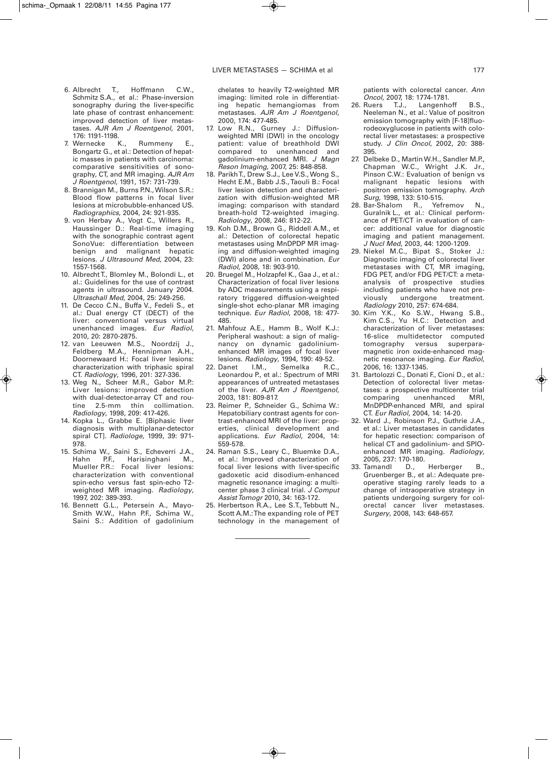6. Albrecht T., Hoffmann C.W., Schmitz S.A., et al.: Phase-inversion sonography during the liver-specific late phase of contrast enhancement: improved detection of liver metastases. *AJR Am J Roentgenol*, 2001, 176: 1191-1198.
7. Wernecke K., Rummeny E., Bongartz G., et al.: Detection of hepatic masses in patients with carcinoma: comparative sensitivities of sonography, CT, and MR imaging. *AJR Am J Roentgenol*, 1991, 157: 731-739.
8. Brannigan M., Burns P.N., Wilson S.R.: Blood flow patterns in focal liver lesions at microbubble-enhanced US. *Radiographics*, 2004, 24: 921-935.
9. von Herbay A., Vogt C., Willers R., Haussinger D.: Real-time imaging with the sonographic contrast agent SonoVue: differentiation between benign and malignant hepatic lesions. *J Ultrasound Med*, 2004, 23: 1557-1568.
10. Albrecht T., Blomley M., Bolondi L., et al.: Guidelines for the use of contrast agents in ultrasound. January 2004. *Ultraschall Med*, 2004, 25: 249-256.
11. De Cecco C.N., Buffa V., Fedeli S., et al.: Dual energy CT (DECT) of the liver: conventional versus virtual unenhanced images. *Eur Radiol*, 2010, 20: 2870-2875.
12. van Leeuwen M.S., Noordzij J., Feldberg M.A., Hennipman A.H., Doornewaard H.: Focal liver lesions: characterization with triphasic spiral CT. *Radiology*, 1996, 201: 327-336.
13. Weg N., Scheer M.R., Gabor M.P.: Liver lesions: improved detection with dual-detector-array CT and routine 2.5-mm thin collimation. *Radiology*, 1998, 209: 417-426.
14. Kopka L., Grabbe E. [Biphasic liver diagnosis with multiplanar-detector spiral CT]. *Radiologe*, 1999, 39: 971-978.
15. Schima W., Saini S., Echeverri J.A., Hahn P.F., Harisinghani M., Mueller P.R.: Focal liver lesions: characterization with conventional spin-echo versus fast spin-echo T2-weighted MR imaging. *Radiology*, 1997, 202: 389-393.
16. Bennett G.L., Petersein A., Mayo-Smith W.W., Hahn P.F., Schima W., Saini S.: Addition of gadolinium chelates to heavily T2-weighted MR imaging: limited role in differentiating hepatic hemangiomas from metastases. *AJR Am J Roentgenol*, 2000, 174: 477-485.
17. Low R.N., Gurney J.: Diffusion-weighted MRI (DWI) in the oncology patient: value of breathhold DWI compared to unenhanced and gadolinium-enhanced MRI. *J Magn Reson Imaging*, 2007, 25: 848-858.
18. Parikh T., Drew S.J., Lee V.S., Wong S., Hecht E.M., Babb J.S., Taouli B.: Focal liver lesion detection and characterization with diffusion-weighted MR imaging: comparison with standard breath-hold T2-weighted imaging. *Radiology*, 2008, 246: 812-22.
19. Koh D.M., Brown G., Riddell A.M., et al.: Detection of colorectal hepatic metastases using MnDPDP MR imaging and diffusion-weighted imaging (DWI) alone and in combination. *Eur Radiol*, 2008, 18: 903-910.
20. Bruegel M., Holzapfel K., Gaa J., et al.: Characterization of focal liver lesions by ADC measurements using a respiratory triggered diffusion-weighted single-shot echo-planar MR imaging technique. *Eur Radiol*, 2008, 18: 477-485.
21. Mahfouz A.E., Hamm B., Wolf K.J.: Peripheral washout: a sign of malignancy on dynamic gadolinium-enhanced MR images of focal liver lesions. *Radiology*, 1994, 190: 49-52.
22. Danet I.M., Semelka R.C., Leonardou P., et al.: Spectrum of MRI appearances of untreated metastases of the liver. *AJR Am J Roentgenol*, 2003, 181: 809-817.
23. Reimer P., Schneider G., Schima W.: Hepatobiliary contrast agents for contrast-enhanced MRI of the liver: properties, clinical development and applications. *Eur Radiol*, 2004, 14: 559-578.
24. Raman S.S., Leary C., Bluemke D.A., et al.: Improved characterization of focal liver lesions with liver-specific gadoxetic acid disodium-enhanced magnetic resonance imaging: a multicenter phase 3 clinical trial. *J Comput Assist Tomogr* 2010, 34: 163-172.
25. Herbertson R.A., Lee S.T., Tebbutt N., Scott A.M.: The expanding role of PET technology in the management of patients with colorectal cancer. *Ann Oncol*, 2007, 18: 1774-1781.
26. Ruers T.J., Langenhoff B.S., Neeleman N., et al.: Value of positron emission tomography with [F-18]fluorodeoxyglucose in patients with colorectal liver metastases: a prospective study. *J Clin Oncol*, 2002, 20: 388-395.
27. Delbeke D., Martin W.H., Sandler M.P., Chapman W.C., Wright J.K. Jr., Pinson C.W.: Evaluation of benign vs malignant hepatic lesions with positron emission tomography. *Arch Surg*, 1998, 133: 510-515.
28. Bar-Shalom R., Yefremov N., Guralnik L., et al.: Clinical performance of PET/CT in evaluation of cancer: additional value for diagnostic imaging and patient management. *J Nucl Med*, 2003, 44: 1200-1209.
29. Niekel M.C., Bipat S., Stoker J.: Diagnostic imaging of colorectal liver metastases with CT, MR imaging, FDG PET, and/or FDG PET/CT: a meta-analysis of prospective studies including patients who have not previously undergone treatment. *Radiology* 2010, 257: 674-684.
30. Kim Y.K., Ko S.W., Hwang S.B., Kim C.S., Yu H.C.: Detection and characterization of liver metastases: 16-slice multidetector computed tomography versus superparamagnetic iron oxide-enhanced magnetic resonance imaging. *Eur Radiol*, 2006, 16: 1337-1345.
31. Bartolozzi C., Donati F., Cioni D., et al.: Detection of colorectal liver metastases: a prospective multicenter trial comparing unenhanced MRI, MnDPDP-enhanced MRI, and spiral CT. *Eur Radiol*, 2004, 14: 14-20.
32. Ward J., Robinson P.J., Guthrie J.A., et al.: Liver metastases in candidates for hepatic resection: comparison of helical CT and gadolinium- and SPIO-enhanced MR imaging. *Radiology*, 2005, 237: 170-180.
33. Tamandl D., Herberger B., Gruenberger B., et al.: Adequate preoperative staging rarely leads to a change of intraoperative strategy in patients undergoing surgery for colorectal cancer liver metastases. *Surgery*, 2008, 143: 648-657.